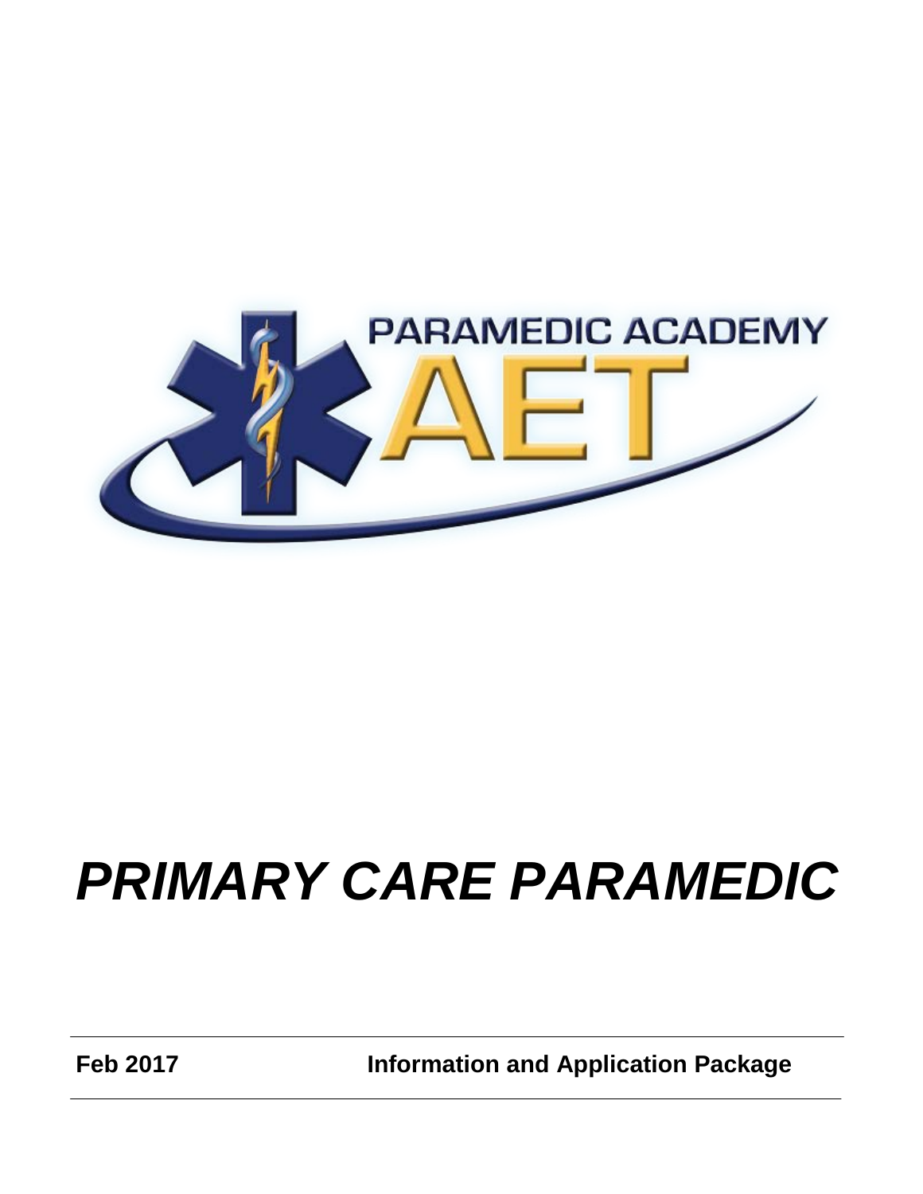PARAMEDIC ACADEMY

AET

# *PRIMARY CARE PARAMEDIC*

**Feb 2017** **Information and Application Package**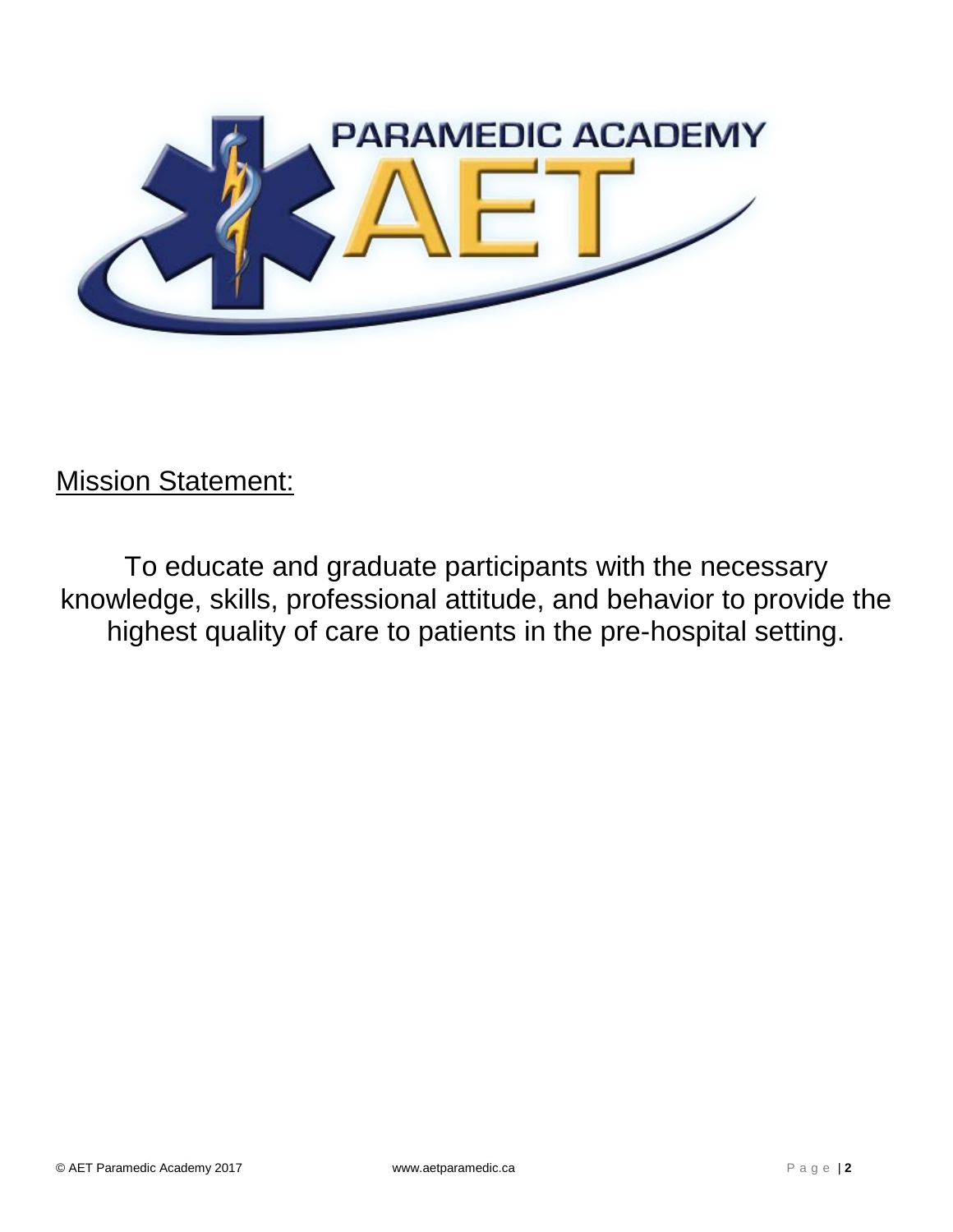PARAMEDIC ACADEMY AET

Mission Statement:

To educate and graduate participants with the necessary knowledge, skills, professional attitude, and behavior to provide the highest quality of care to patients in the pre-hospital setting.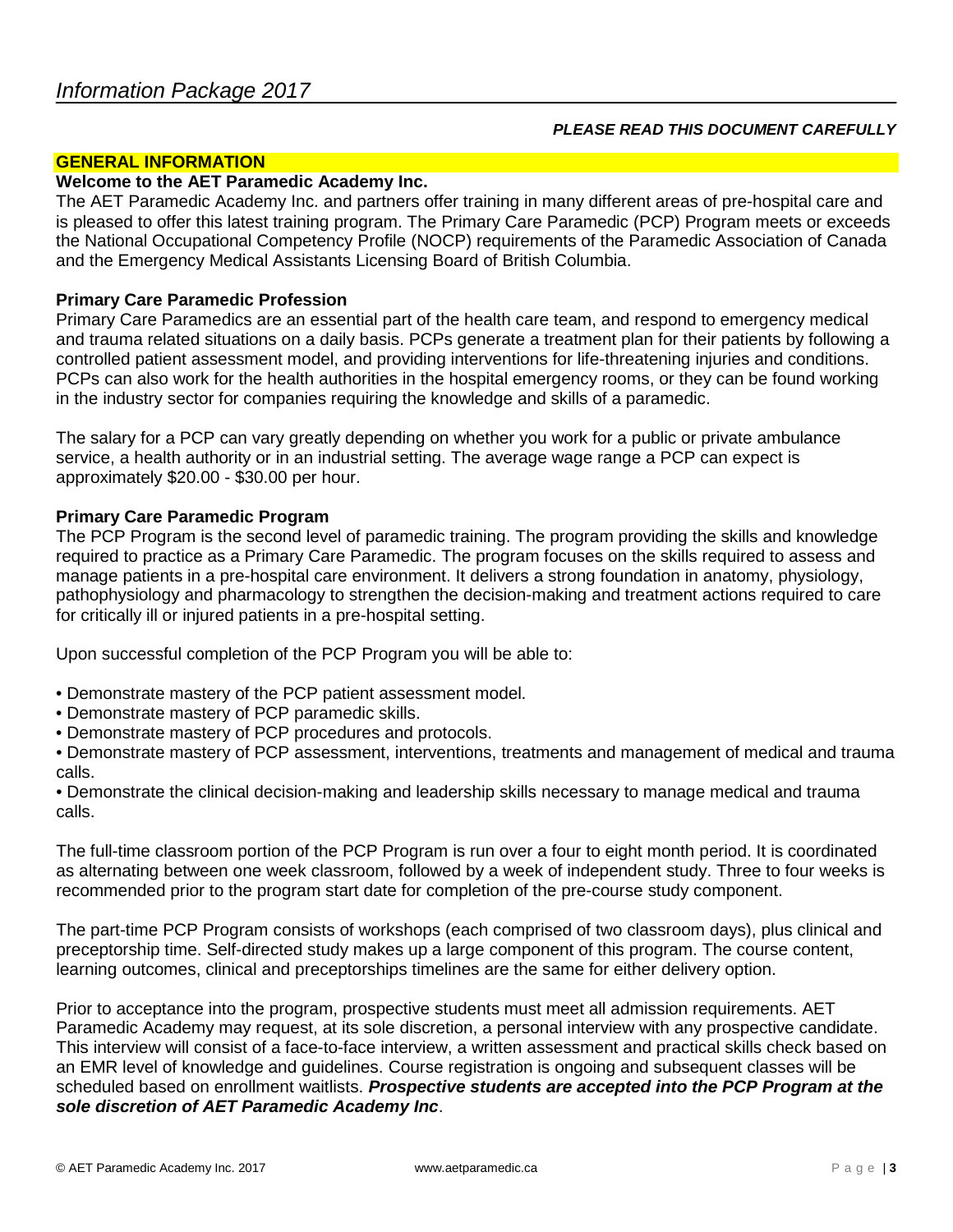*Information Package 2017*

***PLEASE READ THIS DOCUMENT CAREFULLY***

## GENERAL INFORMATION

**Welcome to the AET Paramedic Academy Inc.**

The AET Paramedic Academy Inc. and partners offer training in many different areas of pre-hospital care and is pleased to offer this latest training program. The Primary Care Paramedic (PCP) Program meets or exceeds the National Occupational Competency Profile (NOCP) requirements of the Paramedic Association of Canada and the Emergency Medical Assistants Licensing Board of British Columbia.

**Primary Care Paramedic Profession**

Primary Care Paramedics are an essential part of the health care team, and respond to emergency medical and trauma related situations on a daily basis. PCPs generate a treatment plan for their patients by following a controlled patient assessment model, and providing interventions for life-threatening injuries and conditions. PCPs can also work for the health authorities in the hospital emergency rooms, or they can be found working in the industry sector for companies requiring the knowledge and skills of a paramedic.

The salary for a PCP can vary greatly depending on whether you work for a public or private ambulance service, a health authority or in an industrial setting. The average wage range a PCP can expect is approximately $20.00 - $30.00 per hour.

**Primary Care Paramedic Program**

The PCP Program is the second level of paramedic training. The program providing the skills and knowledge required to practice as a Primary Care Paramedic. The program focuses on the skills required to assess and manage patients in a pre-hospital care environment. It delivers a strong foundation in anatomy, physiology, pathophysiology and pharmacology to strengthen the decision-making and treatment actions required to care for critically ill or injured patients in a pre-hospital setting.

Upon successful completion of the PCP Program you will be able to:

- Demonstrate mastery of the PCP patient assessment model.
- Demonstrate mastery of PCP paramedic skills.
- Demonstrate mastery of PCP procedures and protocols.
- Demonstrate mastery of PCP assessment, interventions, treatments and management of medical and trauma calls.
- Demonstrate the clinical decision-making and leadership skills necessary to manage medical and trauma calls.

The full-time classroom portion of the PCP Program is run over a four to eight month period. It is coordinated as alternating between one week classroom, followed by a week of independent study. Three to four weeks is recommended prior to the program start date for completion of the pre-course study component.

The part-time PCP Program consists of workshops (each comprised of two classroom days), plus clinical and preceptorship time. Self-directed study makes up a large component of this program. The course content, learning outcomes, clinical and preceptorships timelines are the same for either delivery option.

Prior to acceptance into the program, prospective students must meet all admission requirements. AET Paramedic Academy may request, at its sole discretion, a personal interview with any prospective candidate. This interview will consist of a face-to-face interview, a written assessment and practical skills check based on an EMR level of knowledge and guidelines. Course registration is ongoing and subsequent classes will be scheduled based on enrollment waitlists. ***Prospective students are accepted into the PCP Program at the sole discretion of AET Paramedic Academy Inc***.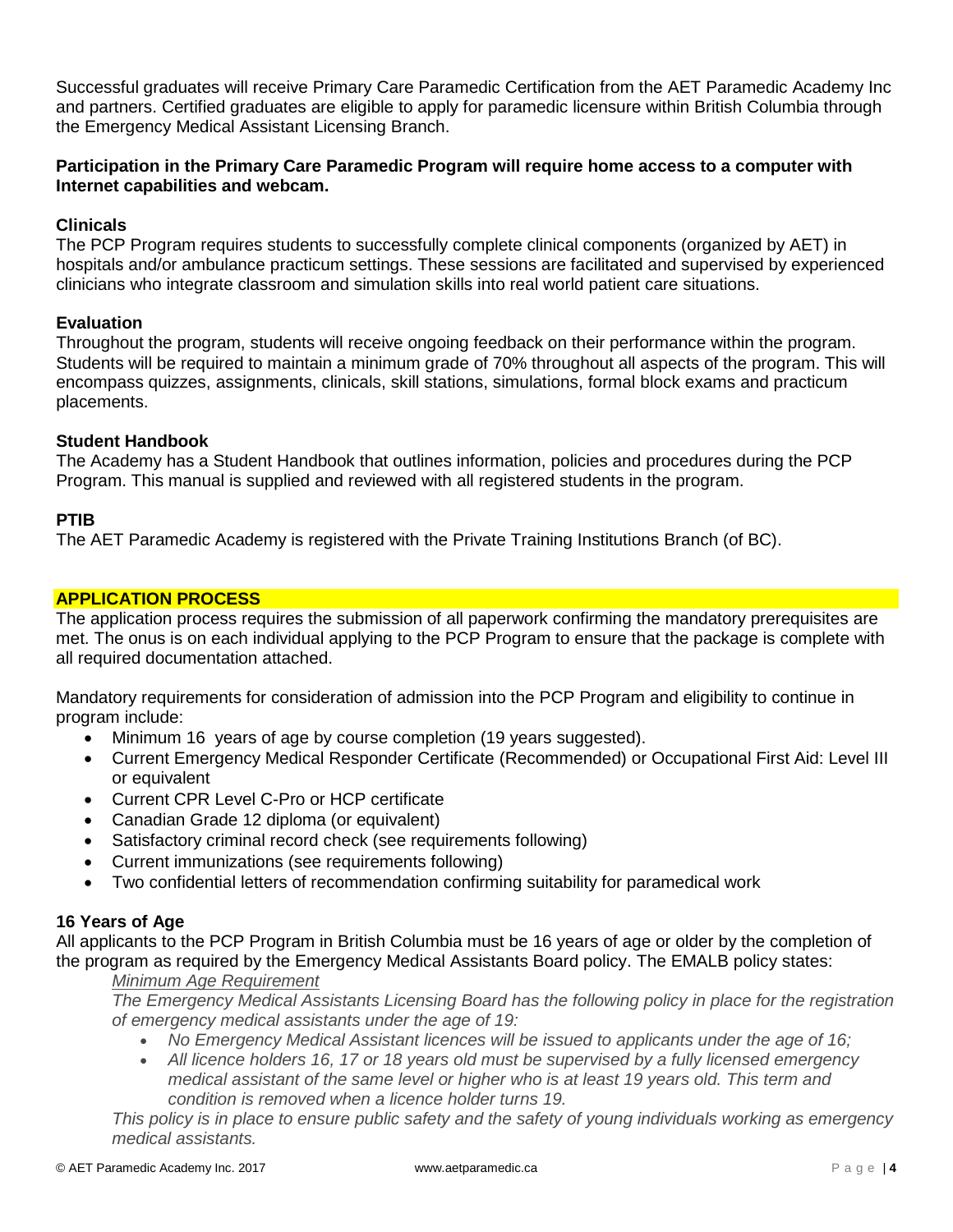Successful graduates will receive Primary Care Paramedic Certification from the AET Paramedic Academy Inc and partners. Certified graduates are eligible to apply for paramedic licensure within British Columbia through the Emergency Medical Assistant Licensing Branch.

**Participation in the Primary Care Paramedic Program will require home access to a computer with Internet capabilities and webcam.**

### Clinicals

The PCP Program requires students to successfully complete clinical components (organized by AET) in hospitals and/or ambulance practicum settings. These sessions are facilitated and supervised by experienced clinicians who integrate classroom and simulation skills into real world patient care situations.

### Evaluation

Throughout the program, students will receive ongoing feedback on their performance within the program. Students will be required to maintain a minimum grade of 70% throughout all aspects of the program. This will encompass quizzes, assignments, clinicals, skill stations, simulations, formal block exams and practicum placements.

### Student Handbook

The Academy has a Student Handbook that outlines information, policies and procedures during the PCP Program. This manual is supplied and reviewed with all registered students in the program.

### PTIB

The AET Paramedic Academy is registered with the Private Training Institutions Branch (of BC).

## APPLICATION PROCESS

The application process requires the submission of all paperwork confirming the mandatory prerequisites are met. The onus is on each individual applying to the PCP Program to ensure that the package is complete with all required documentation attached.

Mandatory requirements for consideration of admission into the PCP Program and eligibility to continue in program include:

- Minimum 16 years of age by course completion (19 years suggested).
- Current Emergency Medical Responder Certificate (Recommended) or Occupational First Aid: Level III or equivalent
- Current CPR Level C-Pro or HCP certificate
- Canadian Grade 12 diploma (or equivalent)
- Satisfactory criminal record check (see requirements following)
- Current immunizations (see requirements following)
- Two confidential letters of recommendation confirming suitability for paramedical work

### 16 Years of Age

All applicants to the PCP Program in British Columbia must be 16 years of age or older by the completion of the program as required by the Emergency Medical Assistants Board policy. The EMALB policy states:

> <u>*Minimum Age Requirement*</u>
>
> *The Emergency Medical Assistants Licensing Board has the following policy in place for the registration of emergency medical assistants under the age of 19:*
>
> - *No Emergency Medical Assistant licences will be issued to applicants under the age of 16;*
> - *All licence holders 16, 17 or 18 years old must be supervised by a fully licensed emergency medical assistant of the same level or higher who is at least 19 years old. This term and condition is removed when a licence holder turns 19.*
>
> *This policy is in place to ensure public safety and the safety of young individuals working as emergency medical assistants.*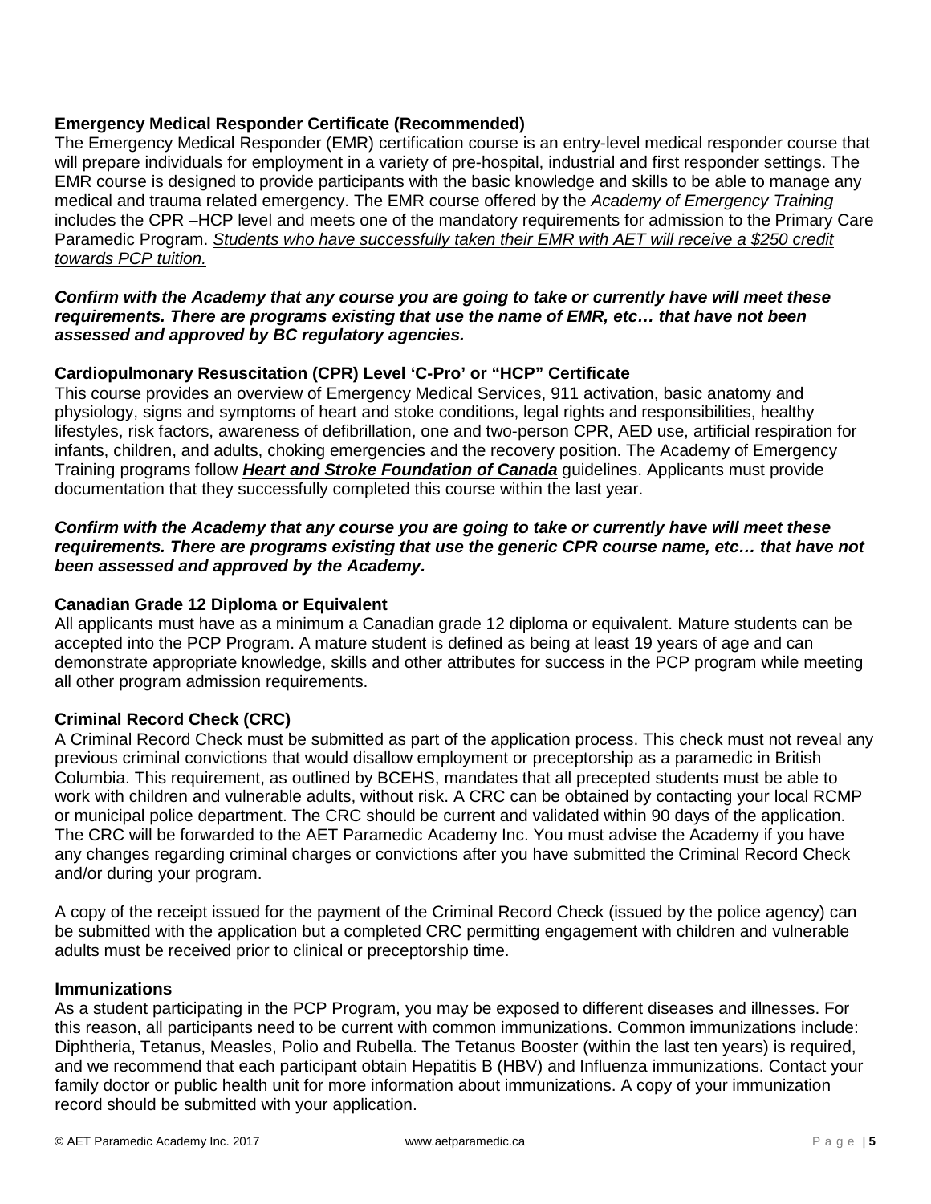### Emergency Medical Responder Certificate (Recommended)

The Emergency Medical Responder (EMR) certification course is an entry-level medical responder course that will prepare individuals for employment in a variety of pre-hospital, industrial and first responder settings. The EMR course is designed to provide participants with the basic knowledge and skills to be able to manage any medical and trauma related emergency. The EMR course offered by the *Academy of Emergency Training* includes the CPR –HCP level and meets one of the mandatory requirements for admission to the Primary Care Paramedic Program. *Students who have successfully taken their EMR with AET will receive a $250 credit towards PCP tuition.*

***Confirm with the Academy that any course you are going to take or currently have will meet these requirements. There are programs existing that use the name of EMR, etc… that have not been assessed and approved by BC regulatory agencies.***

### Cardiopulmonary Resuscitation (CPR) Level 'C-Pro' or "HCP" Certificate

This course provides an overview of Emergency Medical Services, 911 activation, basic anatomy and physiology, signs and symptoms of heart and stoke conditions, legal rights and responsibilities, healthy lifestyles, risk factors, awareness of defibrillation, one and two-person CPR, AED use, artificial respiration for infants, children, and adults, choking emergencies and the recovery position. The Academy of Emergency Training programs follow ***Heart and Stroke Foundation of Canada*** guidelines. Applicants must provide documentation that they successfully completed this course within the last year.

***Confirm with the Academy that any course you are going to take or currently have will meet these requirements. There are programs existing that use the generic CPR course name, etc… that have not been assessed and approved by the Academy.***

### Canadian Grade 12 Diploma or Equivalent

All applicants must have as a minimum a Canadian grade 12 diploma or equivalent. Mature students can be accepted into the PCP Program. A mature student is defined as being at least 19 years of age and can demonstrate appropriate knowledge, skills and other attributes for success in the PCP program while meeting all other program admission requirements.

### Criminal Record Check (CRC)

A Criminal Record Check must be submitted as part of the application process. This check must not reveal any previous criminal convictions that would disallow employment or preceptorship as a paramedic in British Columbia. This requirement, as outlined by BCEHS, mandates that all precepted students must be able to work with children and vulnerable adults, without risk. A CRC can be obtained by contacting your local RCMP or municipal police department. The CRC should be current and validated within 90 days of the application. The CRC will be forwarded to the AET Paramedic Academy Inc. You must advise the Academy if you have any changes regarding criminal charges or convictions after you have submitted the Criminal Record Check and/or during your program.

A copy of the receipt issued for the payment of the Criminal Record Check (issued by the police agency) can be submitted with the application but a completed CRC permitting engagement with children and vulnerable adults must be received prior to clinical or preceptorship time.

### Immunizations

As a student participating in the PCP Program, you may be exposed to different diseases and illnesses. For this reason, all participants need to be current with common immunizations. Common immunizations include: Diphtheria, Tetanus, Measles, Polio and Rubella. The Tetanus Booster (within the last ten years) is required, and we recommend that each participant obtain Hepatitis B (HBV) and Influenza immunizations. Contact your family doctor or public health unit for more information about immunizations. A copy of your immunization record should be submitted with your application.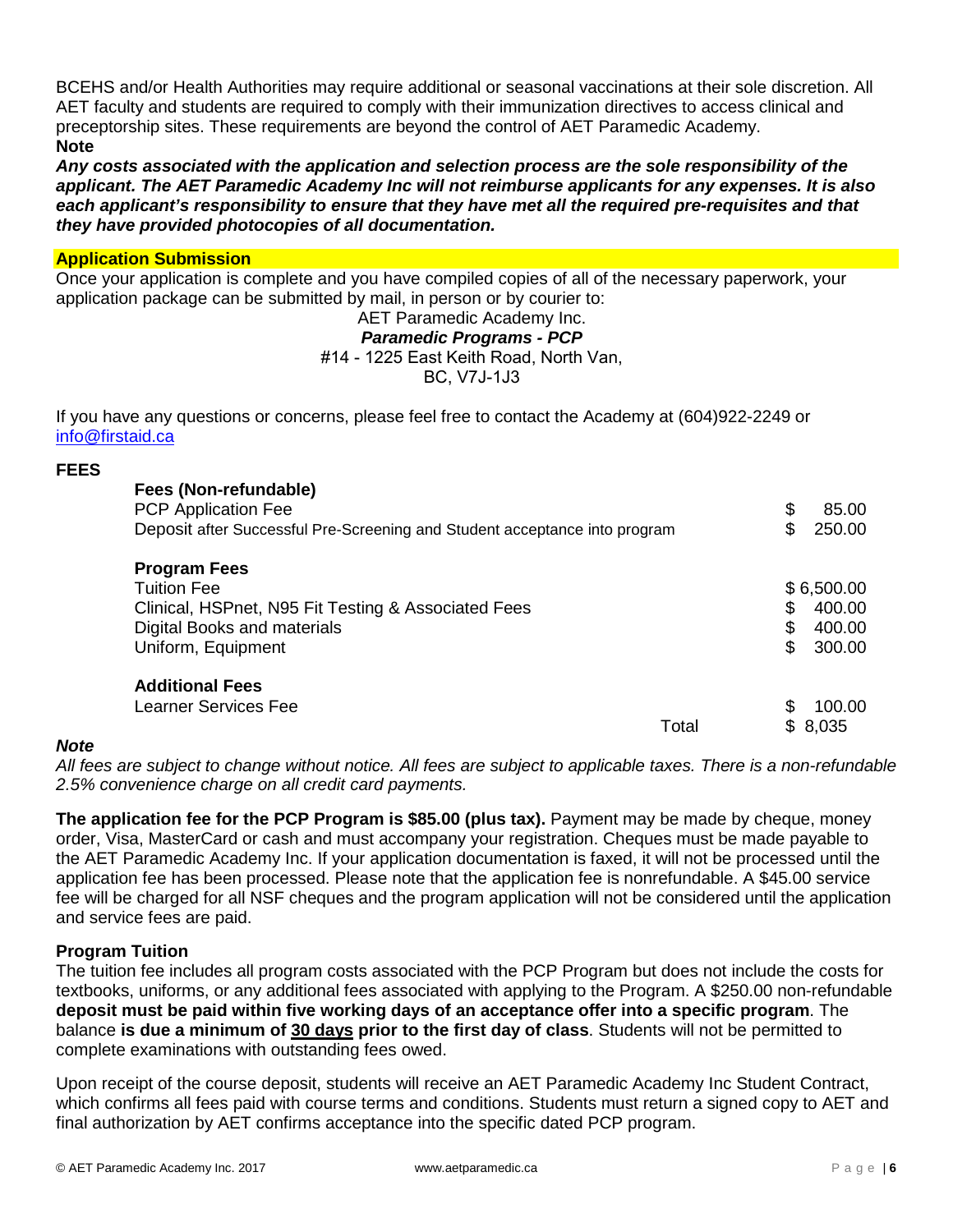BCEHS and/or Health Authorities may require additional or seasonal vaccinations at their sole discretion. All AET faculty and students are required to comply with their immunization directives to access clinical and preceptorship sites. These requirements are beyond the control of AET Paramedic Academy.

**Note**

***Any costs associated with the application and selection process are the sole responsibility of the applicant. The AET Paramedic Academy Inc will not reimburse applicants for any expenses. It is also each applicant's responsibility to ensure that they have met all the required pre-requisites and that they have provided photocopies of all documentation.***

## Application Submission

Once your application is complete and you have compiled copies of all of the necessary paperwork, your application package can be submitted by mail, in person or by courier to:

AET Paramedic Academy Inc.
***Paramedic Programs - PCP***
#14 - 1225 East Keith Road, North Van,
BC, V7J-1J3

If you have any questions or concerns, please feel free to contact the Academy at (604)922-2249 or info@firstaid.ca

## FEES

| | | |
|---|---|---|
| **Fees (Non-refundable)** | | |
| PCP Application Fee | | $ 85.00 |
| Deposit after Successful Pre-Screening and Student acceptance into program | | $ 250.00 |
| **Program Fees** | | |
| Tuition Fee | | $ 6,500.00 |
| Clinical, HSPnet, N95 Fit Testing & Associated Fees | | $ 400.00 |
| Digital Books and materials | | $ 400.00 |
| Uniform, Equipment | | $ 300.00 |
| **Additional Fees** | | |
| Learner Services Fee | | $ 100.00 |
| | Total | $ 8,035 |

***Note***

*All fees are subject to change without notice. All fees are subject to applicable taxes. There is a non-refundable 2.5% convenience charge on all credit card payments.*

**The application fee for the PCP Program is $85.00 (plus tax).** Payment may be made by cheque, money order, Visa, MasterCard or cash and must accompany your registration. Cheques must be made payable to the AET Paramedic Academy Inc. If your application documentation is faxed, it will not be processed until the application fee has been processed. Please note that the application fee is nonrefundable. A $45.00 service fee will be charged for all NSF cheques and the program application will not be considered until the application and service fees are paid.

### Program Tuition

The tuition fee includes all program costs associated with the PCP Program but does not include the costs for textbooks, uniforms, or any additional fees associated with applying to the Program. A $250.00 non-refundable **deposit must be paid within five working days of an acceptance offer into a specific program**. The balance **is due a minimum of 30 days prior to the first day of class**. Students will not be permitted to complete examinations with outstanding fees owed.

Upon receipt of the course deposit, students will receive an AET Paramedic Academy Inc Student Contract, which confirms all fees paid with course terms and conditions. Students must return a signed copy to AET and final authorization by AET confirms acceptance into the specific dated PCP program.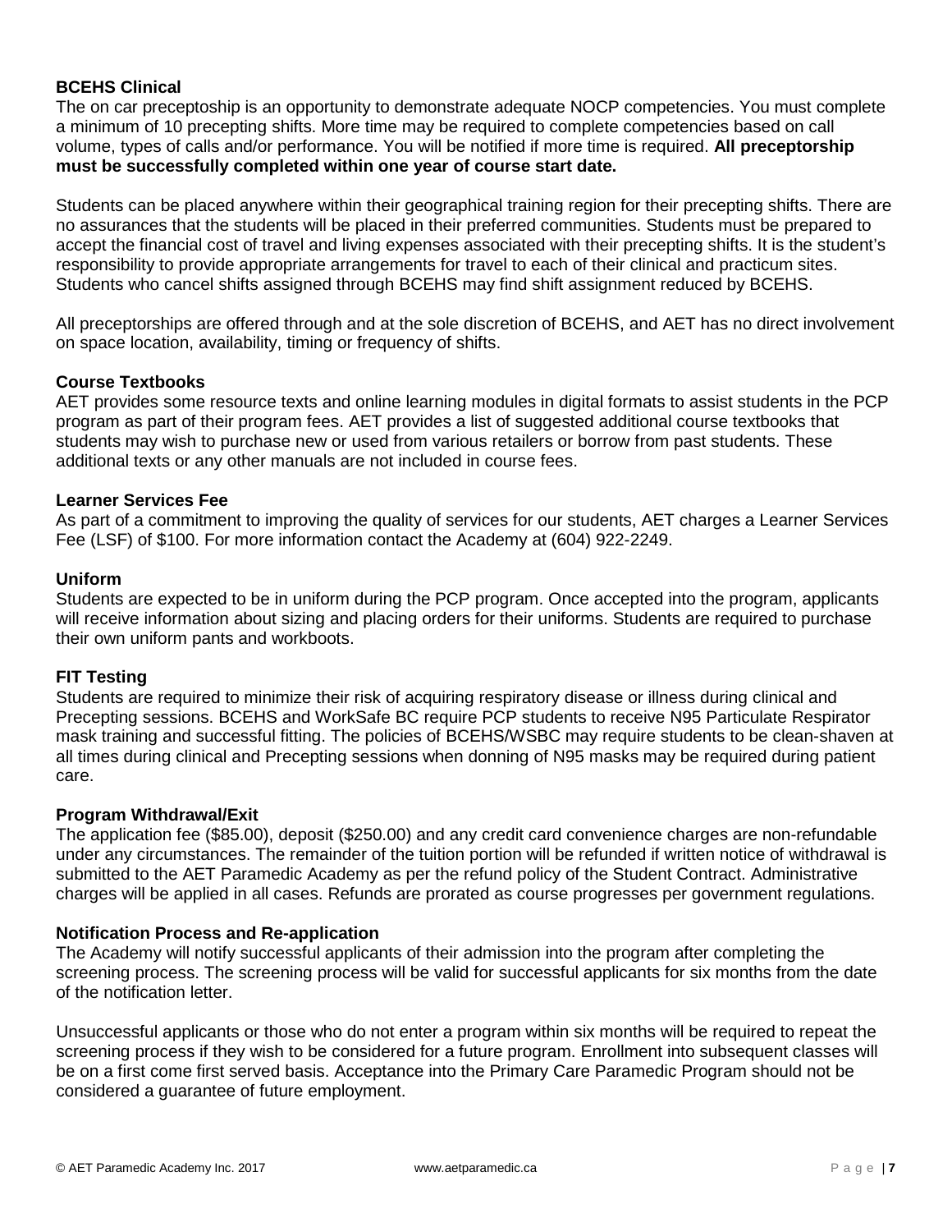**BCEHS Clinical**

The on car preceptoship is an opportunity to demonstrate adequate NOCP competencies. You must complete a minimum of 10 precepting shifts. More time may be required to complete competencies based on call volume, types of calls and/or performance. You will be notified if more time is required. **All preceptorship must be successfully completed within one year of course start date.**

Students can be placed anywhere within their geographical training region for their precepting shifts. There are no assurances that the students will be placed in their preferred communities. Students must be prepared to accept the financial cost of travel and living expenses associated with their precepting shifts. It is the student's responsibility to provide appropriate arrangements for travel to each of their clinical and practicum sites. Students who cancel shifts assigned through BCEHS may find shift assignment reduced by BCEHS.

All preceptorships are offered through and at the sole discretion of BCEHS, and AET has no direct involvement on space location, availability, timing or frequency of shifts.

**Course Textbooks**

AET provides some resource texts and online learning modules in digital formats to assist students in the PCP program as part of their program fees. AET provides a list of suggested additional course textbooks that students may wish to purchase new or used from various retailers or borrow from past students. These additional texts or any other manuals are not included in course fees.

**Learner Services Fee**

As part of a commitment to improving the quality of services for our students, AET charges a Learner Services Fee (LSF) of $100. For more information contact the Academy at (604) 922-2249.

**Uniform**

Students are expected to be in uniform during the PCP program. Once accepted into the program, applicants will receive information about sizing and placing orders for their uniforms. Students are required to purchase their own uniform pants and workboots.

**FIT Testing**

Students are required to minimize their risk of acquiring respiratory disease or illness during clinical and Precepting sessions. BCEHS and WorkSafe BC require PCP students to receive N95 Particulate Respirator mask training and successful fitting. The policies of BCEHS/WSBC may require students to be clean-shaven at all times during clinical and Precepting sessions when donning of N95 masks may be required during patient care.

**Program Withdrawal/Exit**

The application fee ($85.00), deposit ($250.00) and any credit card convenience charges are non-refundable under any circumstances. The remainder of the tuition portion will be refunded if written notice of withdrawal is submitted to the AET Paramedic Academy as per the refund policy of the Student Contract. Administrative charges will be applied in all cases. Refunds are prorated as course progresses per government regulations.

**Notification Process and Re-application**

The Academy will notify successful applicants of their admission into the program after completing the screening process. The screening process will be valid for successful applicants for six months from the date of the notification letter.

Unsuccessful applicants or those who do not enter a program within six months will be required to repeat the screening process if they wish to be considered for a future program. Enrollment into subsequent classes will be on a first come first served basis. Acceptance into the Primary Care Paramedic Program should not be considered a guarantee of future employment.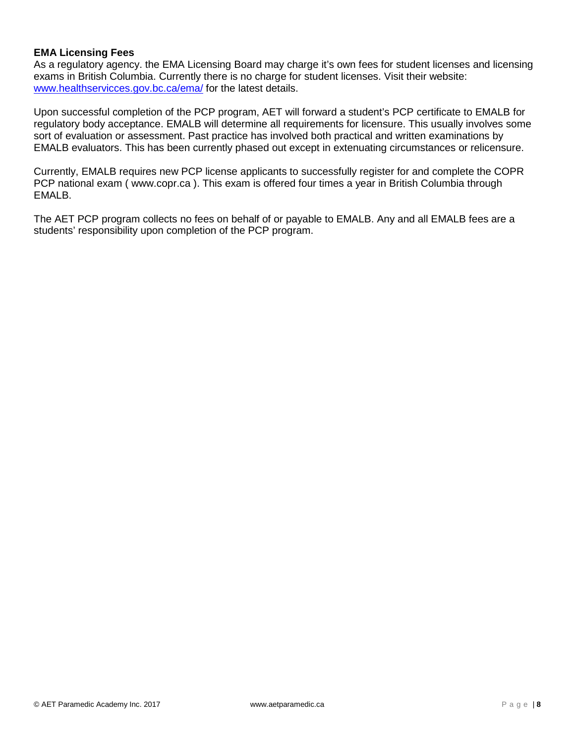**EMA Licensing Fees**
As a regulatory agency. the EMA Licensing Board may charge it's own fees for student licenses and licensing exams in British Columbia. Currently there is no charge for student licenses. Visit their website: [www.healthservicces.gov.bc.ca/ema/](www.healthservicces.gov.bc.ca/ema/) for the latest details.

Upon successful completion of the PCP program, AET will forward a student's PCP certificate to EMALB for regulatory body acceptance. EMALB will determine all requirements for licensure. This usually involves some sort of evaluation or assessment. Past practice has involved both practical and written examinations by EMALB evaluators. This has been currently phased out except in extenuating circumstances or relicensure.

Currently, EMALB requires new PCP license applicants to successfully register for and complete the COPR PCP national exam ( www.copr.ca ). This exam is offered four times a year in British Columbia through EMALB.

The AET PCP program collects no fees on behalf of or payable to EMALB. Any and all EMALB fees are a students' responsibility upon completion of the PCP program.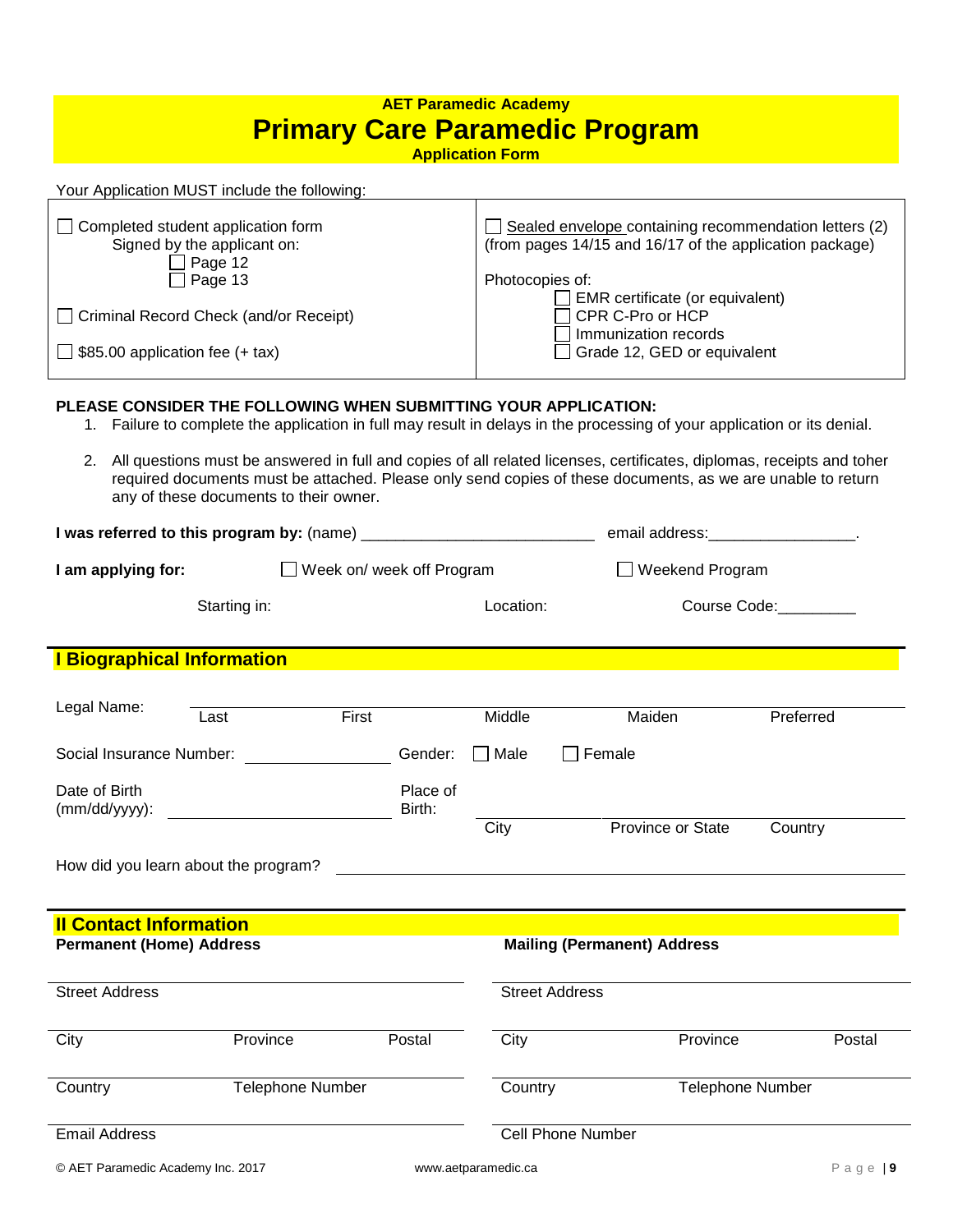**AET Paramedic Academy**

# Primary Care Paramedic Program

**Application Form**

Your Application MUST include the following:

| | |
|---|---|
| ☐ Completed student application form<br>Signed by the applicant on:<br>☐ Page 12<br>☐ Page 13<br><br>☐ Criminal Record Check (and/or Receipt)<br><br>☐ $85.00 application fee (+ tax) | ☐ Sealed envelope containing recommendation letters (2) (from pages 14/15 and 16/17 of the application package)<br><br>Photocopies of:<br>☐ EMR certificate (or equivalent)<br>☐ CPR C-Pro or HCP<br>☐ Immunization records<br>☐ Grade 12, GED or equivalent |

**PLEASE CONSIDER THE FOLLOWING WHEN SUBMITTING YOUR APPLICATION:**

1. Failure to complete the application in full may result in delays in the processing of your application or its denial.
2. All questions must be answered in full and copies of all related licenses, certificates, diplomas, receipts and toher required documents must be attached. Please only send copies of these documents, as we are unable to return any of these documents to their owner.

**I was referred to this program by:** (name) ___________________________ email address:_________________.

**I am applying for:** ☐ Week on/ week off Program ☐ Weekend Program

Starting in: Location: Course Code:_________

## I Biographical Information

Legal Name: ______________________________________________
Last First Middle Maiden Preferred

Social Insurance Number: _______________ Gender: ☐ Male ☐ Female

Date of Birth (mm/dd/yyyy): _______________ Place of Birth: ______________________________________________
City Province or State Country

How did you learn about the program? ______________________________________________

## II Contact Information

**Permanent (Home) Address**

______________________________________________
Street Address

______________________________________________
City Province Postal

______________________________________________
Country Telephone Number

______________________________________________
Email Address

**Mailing (Permanent) Address**

______________________________________________
Street Address

______________________________________________
City Province Postal

______________________________________________
Country Telephone Number

______________________________________________
Cell Phone Number

© AET Paramedic Academy Inc. 2017 www.aetparamedic.ca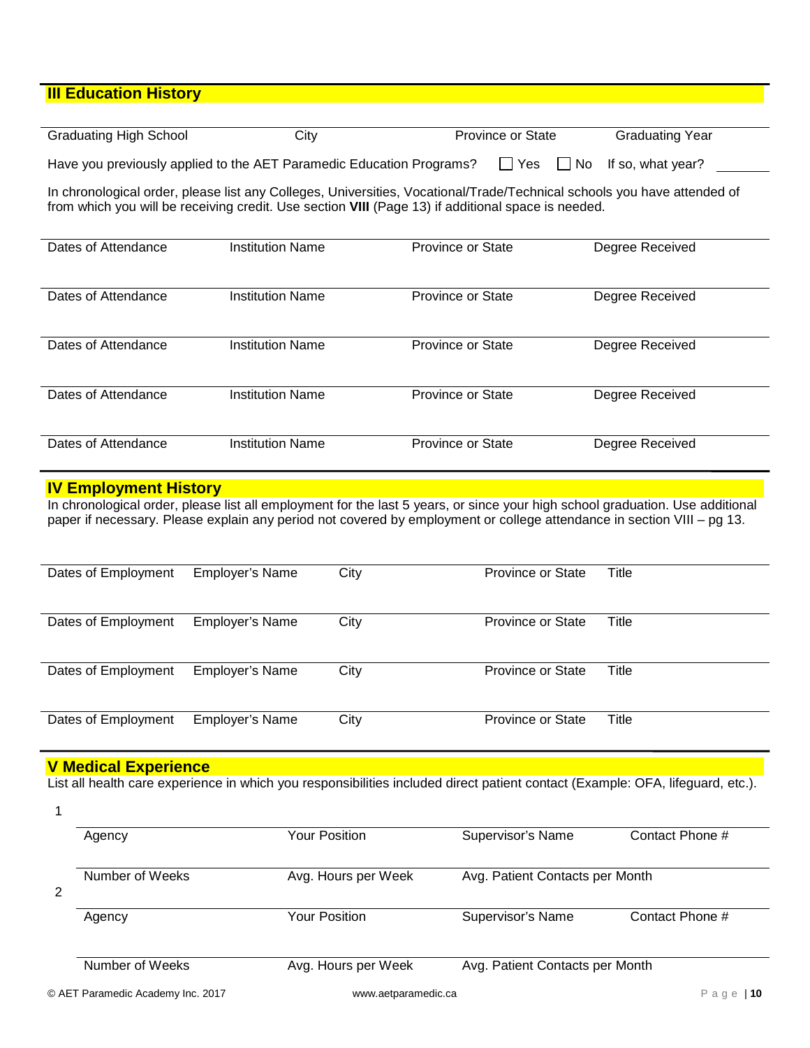## III Education History

| Graduating High School | City | Province or State | Graduating Year |
|---|---|---|---|
| | | | |

Have you previously applied to the AET Paramedic Education Programs? ☐ Yes ☐ No If so, what year? ______

In chronological order, please list any Colleges, Universities, Vocational/Trade/Technical schools you have attended of from which you will be receiving credit. Use section **VIII** (Page 13) if additional space is needed.

| Dates of Attendance | Institution Name | Province or State | Degree Received |
|---|---|---|---|
| | | | |
| | | | |
| | | | |
| | | | |
| | | | |

## IV Employment History

In chronological order, please list all employment for the last 5 years, or since your high school graduation. Use additional paper if necessary. Please explain any period not covered by employment or college attendance in section VIII – pg 13.

| Dates of Employment | Employer's Name | City | Province or State | Title |
|---|---|---|---|---|
| | | | | |
| | | | | |
| | | | | |
| | | | | |

## V Medical Experience

List all health care experience in which you responsibilities included direct patient contact (Example: OFA, lifeguard, etc.).

1

| Agency | Your Position | Supervisor's Name | Contact Phone # |
|---|---|---|---|
| | | | |

| Number of Weeks | Avg. Hours per Week | Avg. Patient Contacts per Month |
|---|---|---|
| | | |

2

| Agency | Your Position | Supervisor's Name | Contact Phone # |
|---|---|---|---|
| | | | |

| Number of Weeks | Avg. Hours per Week | Avg. Patient Contacts per Month |
|---|---|---|
| | | |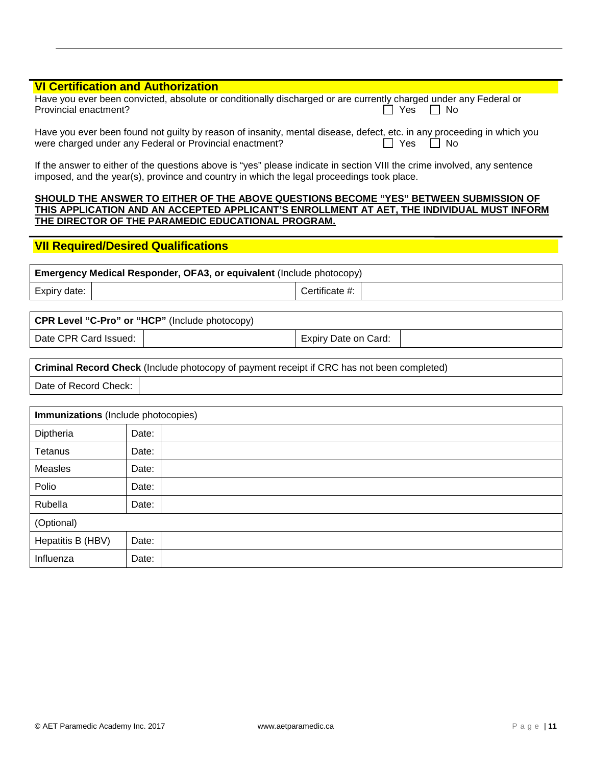## VI Certification and Authorization

Have you ever been convicted, absolute or conditionally discharged or are currently charged under any Federal or Provincial enactment? ☐ Yes ☐ No

Have you ever been found not guilty by reason of insanity, mental disease, defect, etc. in any proceeding in which you were charged under any Federal or Provincial enactment? ☐ Yes ☐ No

If the answer to either of the questions above is "yes" please indicate in section VIII the crime involved, any sentence imposed, and the year(s), province and country in which the legal proceedings took place.

**SHOULD THE ANSWER TO EITHER OF THE ABOVE QUESTIONS BECOME "YES" BETWEEN SUBMISSION OF THIS APPLICATION AND AN ACCEPTED APPLICANT'S ENROLLMENT AT AET, THE INDIVIDUAL MUST INFORM THE DIRECTOR OF THE PARAMEDIC EDUCATIONAL PROGRAM.**

## VII Required/Desired Qualifications

| **Emergency Medical Responder, OFA3, or equivalent** (Include photocopy) | | | |
|---|---|---|---|
| Expiry date: | | Certificate #: | |

| **CPR Level "C-Pro" or "HCP"** (Include photocopy) | | | |
|---|---|---|---|
| Date CPR Card Issued: | | Expiry Date on Card: | |

| **Criminal Record Check** (Include photocopy of payment receipt if CRC has not been completed) | |
|---|---|
| Date of Record Check: | |

| **Immunizations** (Include photocopies) | | |
|---|---|---|
| Diptheria | Date: | |
| Tetanus | Date: | |
| Measles | Date: | |
| Polio | Date: | |
| Rubella | Date: | |
| (Optional) | | |
| Hepatitis B (HBV) | Date: | |
| Influenza | Date: | |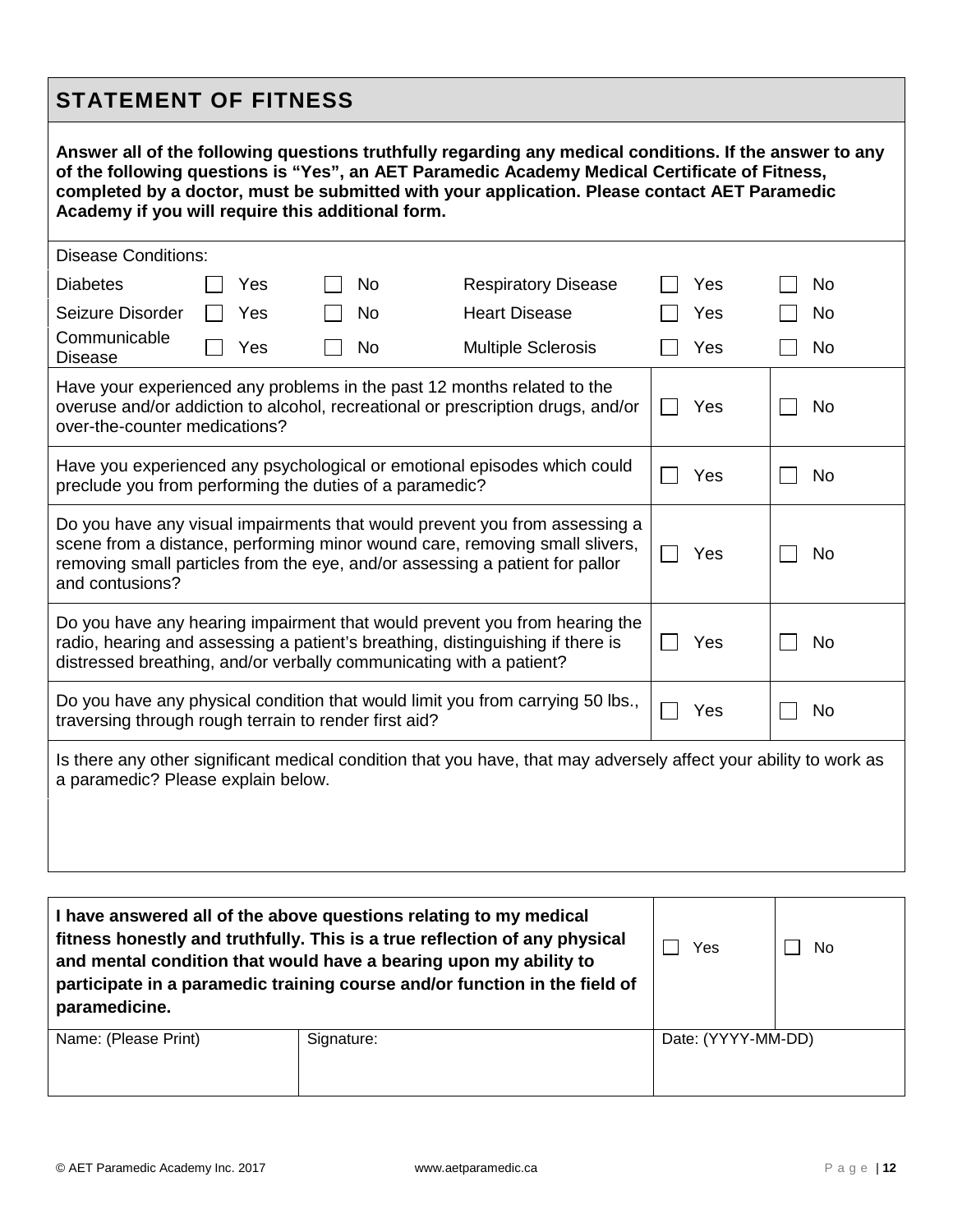## STATEMENT OF FITNESS

**Answer all of the following questions truthfully regarding any medical conditions. If the answer to any of the following questions is "Yes", an AET Paramedic Academy Medical Certificate of Fitness, completed by a doctor, must be submitted with your application. Please contact AET Paramedic Academy if you will require this additional form.**

Disease Conditions:

| | | | | | |
|---|---|---|---|---|---|
| Diabetes | ☐ Yes | ☐ No | Respiratory Disease | ☐ Yes | ☐ No |
| Seizure Disorder | ☐ Yes | ☐ No | Heart Disease | ☐ Yes | ☐ No |
| Communicable Disease | ☐ Yes | ☐ No | Multiple Sclerosis | ☐ Yes | ☐ No |

| | | |
|---|---|---|
| Have your experienced any problems in the past 12 months related to the overuse and/or addiction to alcohol, recreational or prescription drugs, and/or over-the-counter medications? | ☐ Yes | ☐ No |
| Have you experienced any psychological or emotional episodes which could preclude you from performing the duties of a paramedic? | ☐ Yes | ☐ No |
| Do you have any visual impairments that would prevent you from assessing a scene from a distance, performing minor wound care, removing small slivers, removing small particles from the eye, and/or assessing a patient for pallor and contusions? | ☐ Yes | ☐ No |
| Do you have any hearing impairment that would prevent you from hearing the radio, hearing and assessing a patient's breathing, distinguishing if there is distressed breathing, and/or verbally communicating with a patient? | ☐ Yes | ☐ No |
| Do you have any physical condition that would limit you from carrying 50 lbs., traversing through rough terrain to render first aid? | ☐ Yes | ☐ No |

Is there any other significant medical condition that you have, that may adversely affect your ability to work as a paramedic? Please explain below.

| | | |
|---|---|---|
| **I have answered all of the above questions relating to my medical fitness honestly and truthfully. This is a true reflection of any physical and mental condition that would have a bearing upon my ability to participate in a paramedic training course and/or function in the field of paramedicine.** | ☐ Yes | ☐ No |

| Name: (Please Print) | Signature: | Date: (YYYY-MM-DD) |
|---|---|---|
| | | |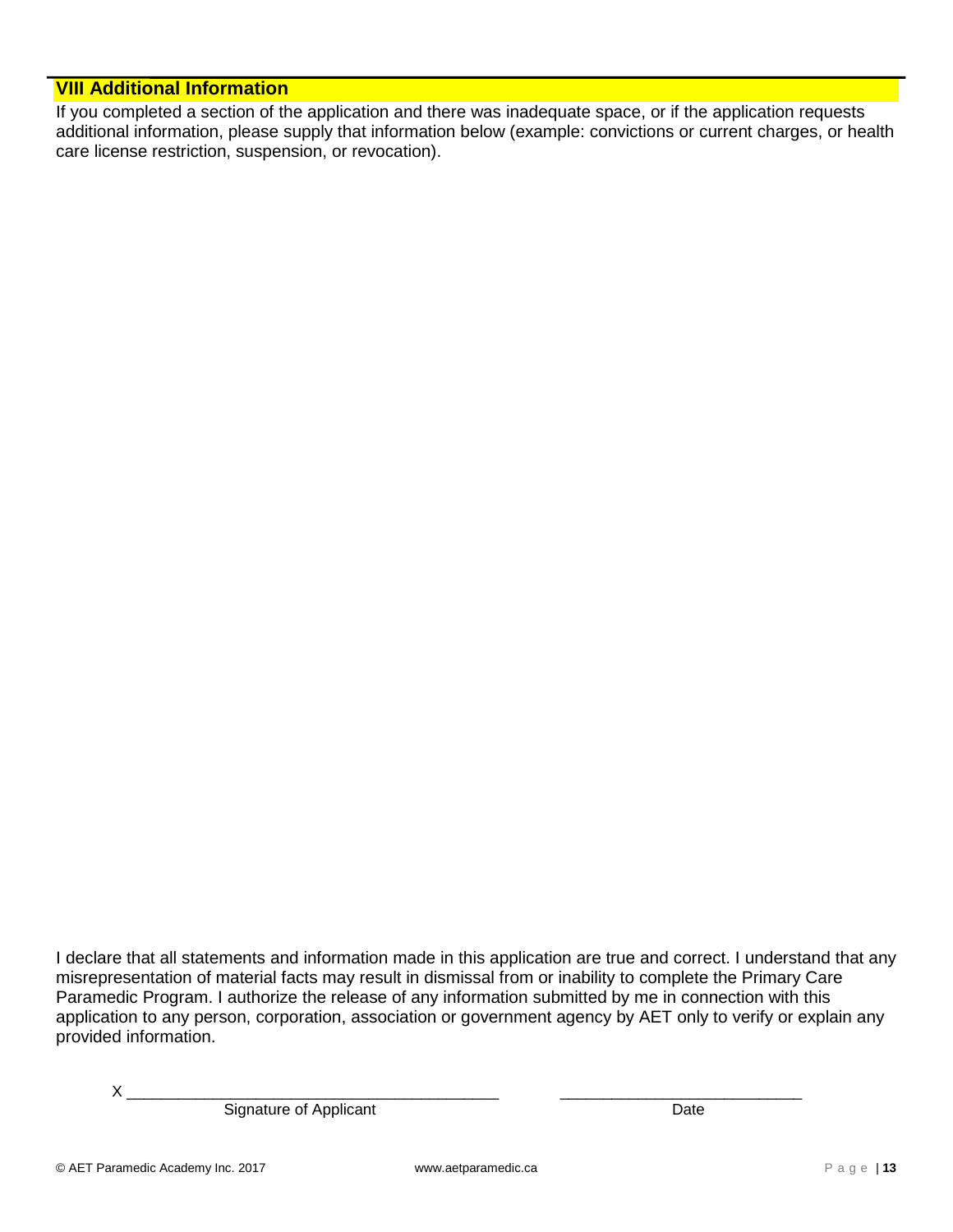## VIII Additional Information

If you completed a section of the application and there was inadequate space, or if the application requests additional information, please supply that information below (example: convictions or current charges, or health care license restriction, suspension, or revocation).

I declare that all statements and information made in this application are true and correct. I understand that any misrepresentation of material facts may result in dismissal from or inability to complete the Primary Care Paramedic Program. I authorize the release of any information submitted by me in connection with this application to any person, corporation, association or government agency by AET only to verify or explain any provided information.

X ________________________________________ ___________________________

Signature of Applicant Date

© AET Paramedic Academy Inc. 2017 www.aetparamedic.ca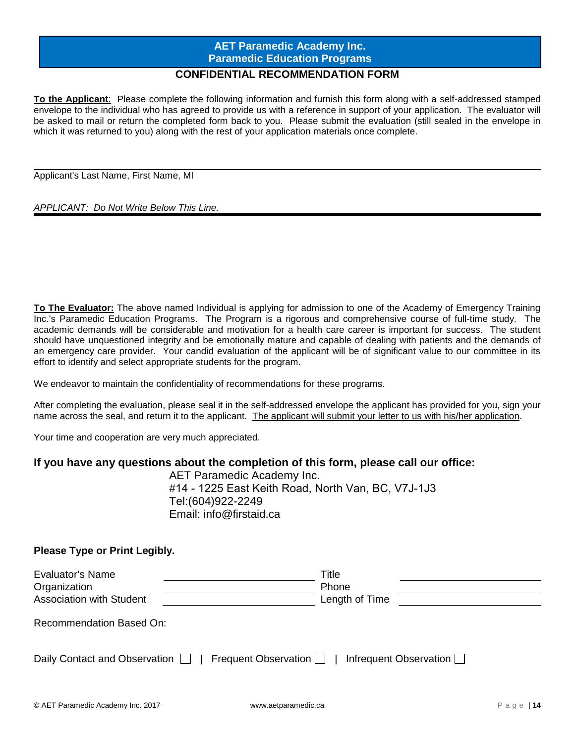# AET Paramedic Academy Inc.
## Paramedic Education Programs

### CONFIDENTIAL RECOMMENDATION FORM

**To the Applicant**: Please complete the following information and furnish this form along with a self-addressed stamped envelope to the individual who has agreed to provide us with a reference in support of your application. The evaluator will be asked to mail or return the completed form back to you. Please submit the evaluation (still sealed in the envelope in which it was returned to you) along with the rest of your application materials once complete.

___________________________________________

Applicant's Last Name, First Name, MI

*APPLICANT: Do Not Write Below This Line.*

---

**To The Evaluator:** The above named Individual is applying for admission to one of the Academy of Emergency Training Inc.'s Paramedic Education Programs. The Program is a rigorous and comprehensive course of full-time study. The academic demands will be considerable and motivation for a health care career is important for success. The student should have unquestioned integrity and be emotionally mature and capable of dealing with patients and the demands of an emergency care provider. Your candid evaluation of the applicant will be of significant value to our committee in its effort to identify and select appropriate students for the program.

We endeavor to maintain the confidentiality of recommendations for these programs.

After completing the evaluation, please seal it in the self-addressed envelope the applicant has provided for you, sign your name across the seal, and return it to the applicant. <u>The applicant will submit your letter to us with his/her application</u>.

Your time and cooperation are very much appreciated.

**If you have any questions about the completion of this form, please call our office:**

AET Paramedic Academy Inc.
#14 - 1225 East Keith Road, North Van, BC, V7J-1J3
Tel:(604)922-2249
Email: info@firstaid.ca

**Please Type or Print Legibly.**

| | | | |
|---|---|---|---|
| Evaluator's Name | ______________ | Title | ______________ |
| Organization | ______________ | Phone | ______________ |
| Association with Student | ______________ | Length of Time | ______________ |

Recommendation Based On:

Daily Contact and Observation ☐ | Frequent Observation ☐ | Infrequent Observation ☐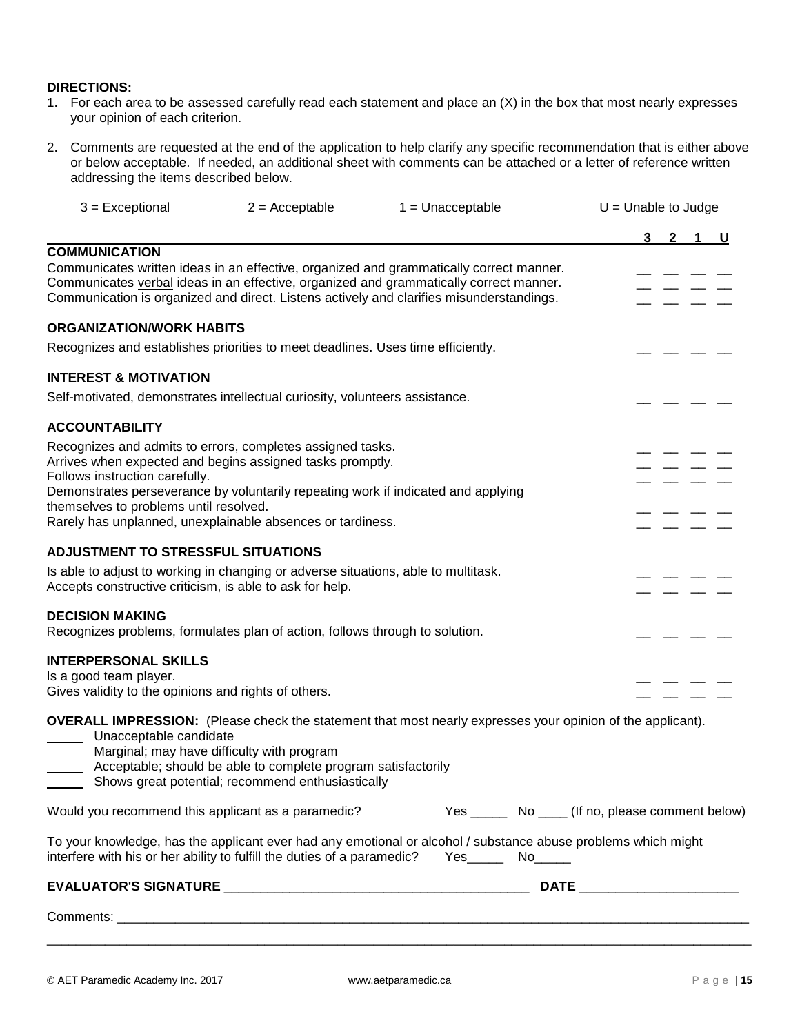**DIRECTIONS:**

1. For each area to be assessed carefully read each statement and place an (X) in the box that most nearly expresses your opinion of each criterion.
2. Comments are requested at the end of the application to help clarify any specific recommendation that is either above or below acceptable. If needed, an additional sheet with comments can be attached or a letter of reference written addressing the items described below.

3 = Exceptional   2 = Acceptable   1 = Unacceptable   U = Unable to Judge

| | 3 | 2 | 1 | U |
|---|---|---|---|---|
| **COMMUNICATION** | | | | |
| Communicates written ideas in an effective, organized and grammatically correct manner. | __ | __ | __ | __ |
| Communicates verbal ideas in an effective, organized and grammatically correct manner. | __ | __ | __ | __ |
| Communication is organized and direct. Listens actively and clarifies misunderstandings. | __ | __ | __ | __ |
| **ORGANIZATION/WORK HABITS** | | | | |
| Recognizes and establishes priorities to meet deadlines. Uses time efficiently. | __ | __ | __ | __ |
| **INTEREST & MOTIVATION** | | | | |
| Self-motivated, demonstrates intellectual curiosity, volunteers assistance. | __ | __ | __ | __ |
| **ACCOUNTABILITY** | | | | |
| Recognizes and admits to errors, completes assigned tasks. | __ | __ | __ | __ |
| Arrives when expected and begins assigned tasks promptly. | __ | __ | __ | __ |
| Follows instruction carefully. | __ | __ | __ | __ |
| Demonstrates perseverance by voluntarily repeating work if indicated and applying themselves to problems until resolved. | __ | __ | __ | __ |
| Rarely has unplanned, unexplainable absences or tardiness. | __ | __ | __ | __ |
| **ADJUSTMENT TO STRESSFUL SITUATIONS** | | | | |
| Is able to adjust to working in changing or adverse situations, able to multitask. | __ | __ | __ | __ |
| Accepts constructive criticism, is able to ask for help. | __ | __ | __ | __ |
| **DECISION MAKING** | | | | |
| Recognizes problems, formulates plan of action, follows through to solution. | __ | __ | __ | __ |
| **INTERPERSONAL SKILLS** | | | | |
| Is a good team player. | __ | __ | __ | __ |
| Gives validity to the opinions and rights of others. | __ | __ | __ | __ |

**OVERALL IMPRESSION:** (Please check the statement that most nearly expresses your opinion of the applicant).

_____ Unacceptable candidate
_____ Marginal; may have difficulty with program
_____ Acceptable; should be able to complete program satisfactorily
_____ Shows great potential; recommend enthusiastically

Would you recommend this applicant as a paramedic? Yes _____ No ____ (If no, please comment below)

To your knowledge, has the applicant ever had any emotional or alcohol / substance abuse problems which might interfere with his or her ability to fulfill the duties of a paramedic? Yes_____ No_____

**EVALUATOR'S SIGNATURE** ___________________________________________ **DATE** ______________________

Comments: ______________________________________________________________________________________

_____________________________________________________________________________________________

© AET Paramedic Academy Inc. 2017   www.aetparamedic.ca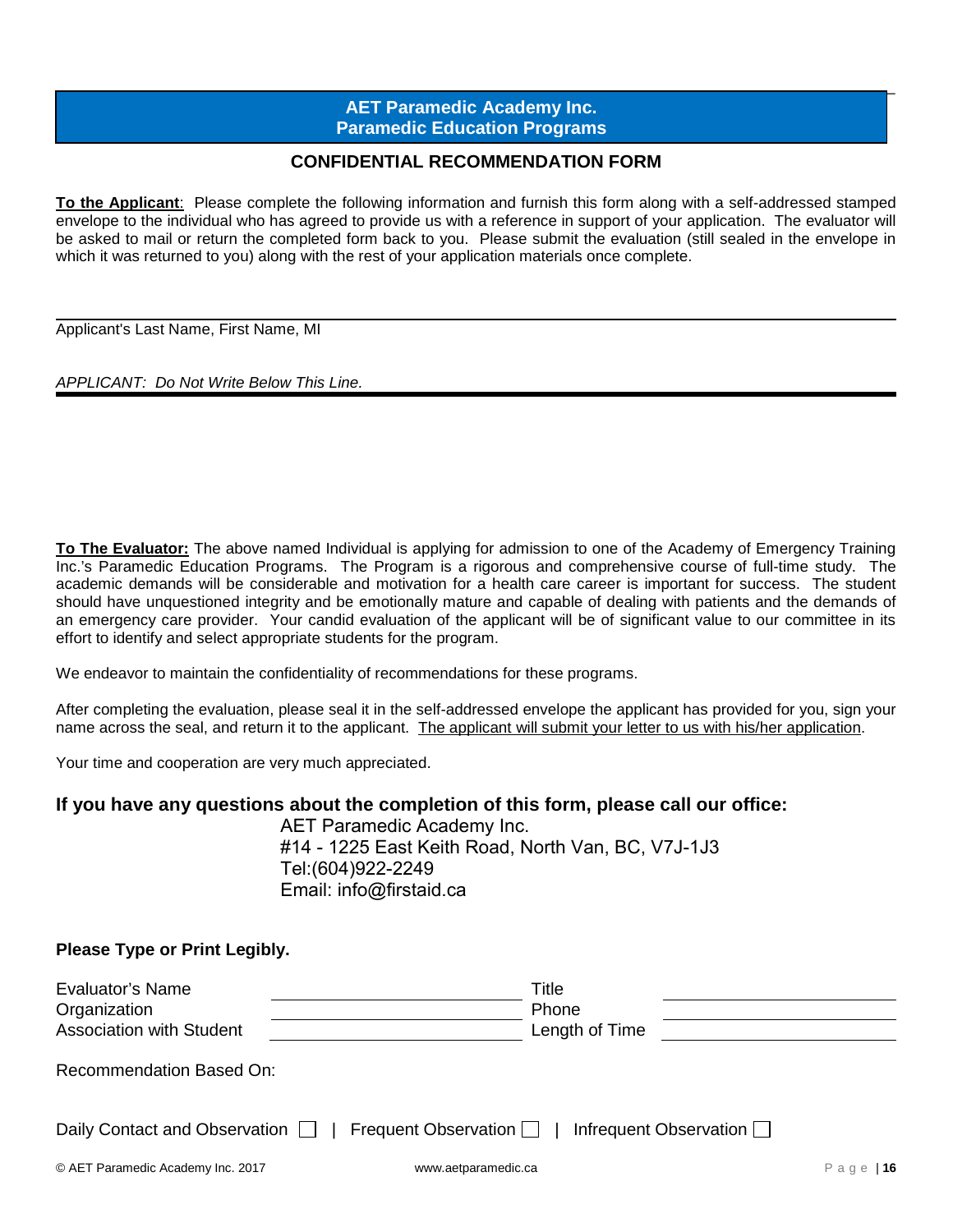# AET Paramedic Academy Inc.
## Paramedic Education Programs

### CONFIDENTIAL RECOMMENDATION FORM

**To the Applicant**: Please complete the following information and furnish this form along with a self-addressed stamped envelope to the individual who has agreed to provide us with a reference in support of your application. The evaluator will be asked to mail or return the completed form back to you. Please submit the evaluation (still sealed in the envelope in which it was returned to you) along with the rest of your application materials once complete.

______________________________________________

Applicant's Last Name, First Name, MI

*APPLICANT: Do Not Write Below This Line.*

---

**To The Evaluator:** The above named Individual is applying for admission to one of the Academy of Emergency Training Inc.'s Paramedic Education Programs. The Program is a rigorous and comprehensive course of full-time study. The academic demands will be considerable and motivation for a health care career is important for success. The student should have unquestioned integrity and be emotionally mature and capable of dealing with patients and the demands of an emergency care provider. Your candid evaluation of the applicant will be of significant value to our committee in its effort to identify and select appropriate students for the program.

We endeavor to maintain the confidentiality of recommendations for these programs.

After completing the evaluation, please seal it in the self-addressed envelope the applicant has provided for you, sign your name across the seal, and return it to the applicant. The applicant will submit your letter to us with his/her application.

Your time and cooperation are very much appreciated.

### If you have any questions about the completion of this form, please call our office:

AET Paramedic Academy Inc.
#14 - 1225 East Keith Road, North Van, BC, V7J-1J3
Tel:(604)922-2249
Email: info@firstaid.ca

**Please Type or Print Legibly.**

| | | | |
|---|---|---|---|
| Evaluator's Name | ______________ | Title | ______________ |
| Organization | ______________ | Phone | ______________ |
| Association with Student | ______________ | Length of Time | ______________ |

Recommendation Based On:

Daily Contact and Observation ☐ | Frequent Observation ☐ | Infrequent Observation ☐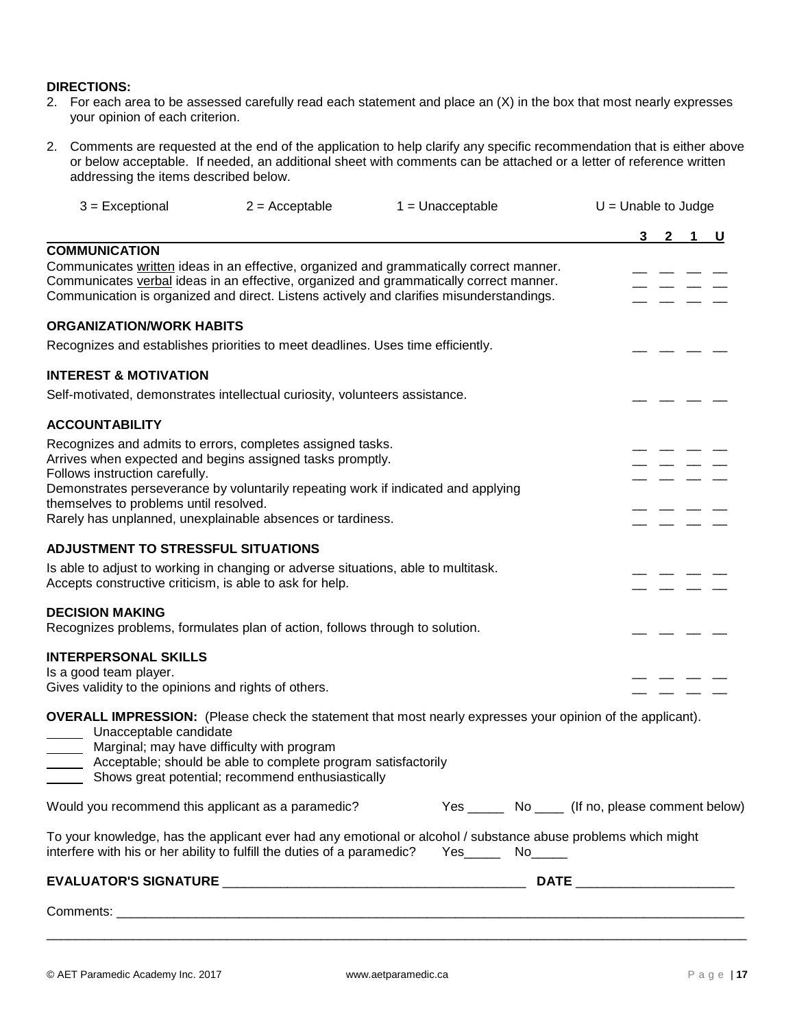**DIRECTIONS:**

2. For each area to be assessed carefully read each statement and place an (X) in the box that most nearly expresses your opinion of each criterion.

2. Comments are requested at the end of the application to help clarify any specific recommendation that is either above or below acceptable. If needed, an additional sheet with comments can be attached or a letter of reference written addressing the items described below.

3 = Exceptional    2 = Acceptable    1 = Unacceptable    U = Unable to Judge

| | 3 | 2 | 1 | U |
|---|---|---|---|---|
| **COMMUNICATION** | | | | |
| Communicates written ideas in an effective, organized and grammatically correct manner. | __ | __ | __ | __ |
| Communicates verbal ideas in an effective, organized and grammatically correct manner. | __ | __ | __ | __ |
| Communication is organized and direct. Listens actively and clarifies misunderstandings. | __ | __ | __ | __ |
| **ORGANIZATION/WORK HABITS** | | | | |
| Recognizes and establishes priorities to meet deadlines. Uses time efficiently. | __ | __ | __ | __ |
| **INTEREST & MOTIVATION** | | | | |
| Self-motivated, demonstrates intellectual curiosity, volunteers assistance. | __ | __ | __ | __ |
| **ACCOUNTABILITY** | | | | |
| Recognizes and admits to errors, completes assigned tasks. | __ | __ | __ | __ |
| Arrives when expected and begins assigned tasks promptly. | __ | __ | __ | __ |
| Follows instruction carefully. | __ | __ | __ | __ |
| Demonstrates perseverance by voluntarily repeating work if indicated and applying themselves to problems until resolved. | __ | __ | __ | __ |
| Rarely has unplanned, unexplainable absences or tardiness. | __ | __ | __ | __ |
| **ADJUSTMENT TO STRESSFUL SITUATIONS** | | | | |
| Is able to adjust to working in changing or adverse situations, able to multitask. | __ | __ | __ | __ |
| Accepts constructive criticism, is able to ask for help. | __ | __ | __ | __ |
| **DECISION MAKING** | | | | |
| Recognizes problems, formulates plan of action, follows through to solution. | __ | __ | __ | __ |
| **INTERPERSONAL SKILLS** | | | | |
| Is a good team player. | __ | __ | __ | __ |
| Gives validity to the opinions and rights of others. | __ | __ | __ | __ |

**OVERALL IMPRESSION:** (Please check the statement that most nearly expresses your opinion of the applicant).

_____ Unacceptable candidate
_____ Marginal; may have difficulty with program
_____ Acceptable; should be able to complete program satisfactorily
_____ Shows great potential; recommend enthusiastically

Would you recommend this applicant as a paramedic? Yes _____ No ____ (If no, please comment below)

To your knowledge, has the applicant ever had any emotional or alcohol / substance abuse problems which might interfere with his or her ability to fulfill the duties of a paramedic? Yes_____ No_____

**EVALUATOR'S SIGNATURE** ___________________________________________ **DATE** ______________________

Comments: ____________________________________________________________________________________

______________________________________________________________________________________________

© AET Paramedic Academy Inc. 2017    www.aetparamedic.ca